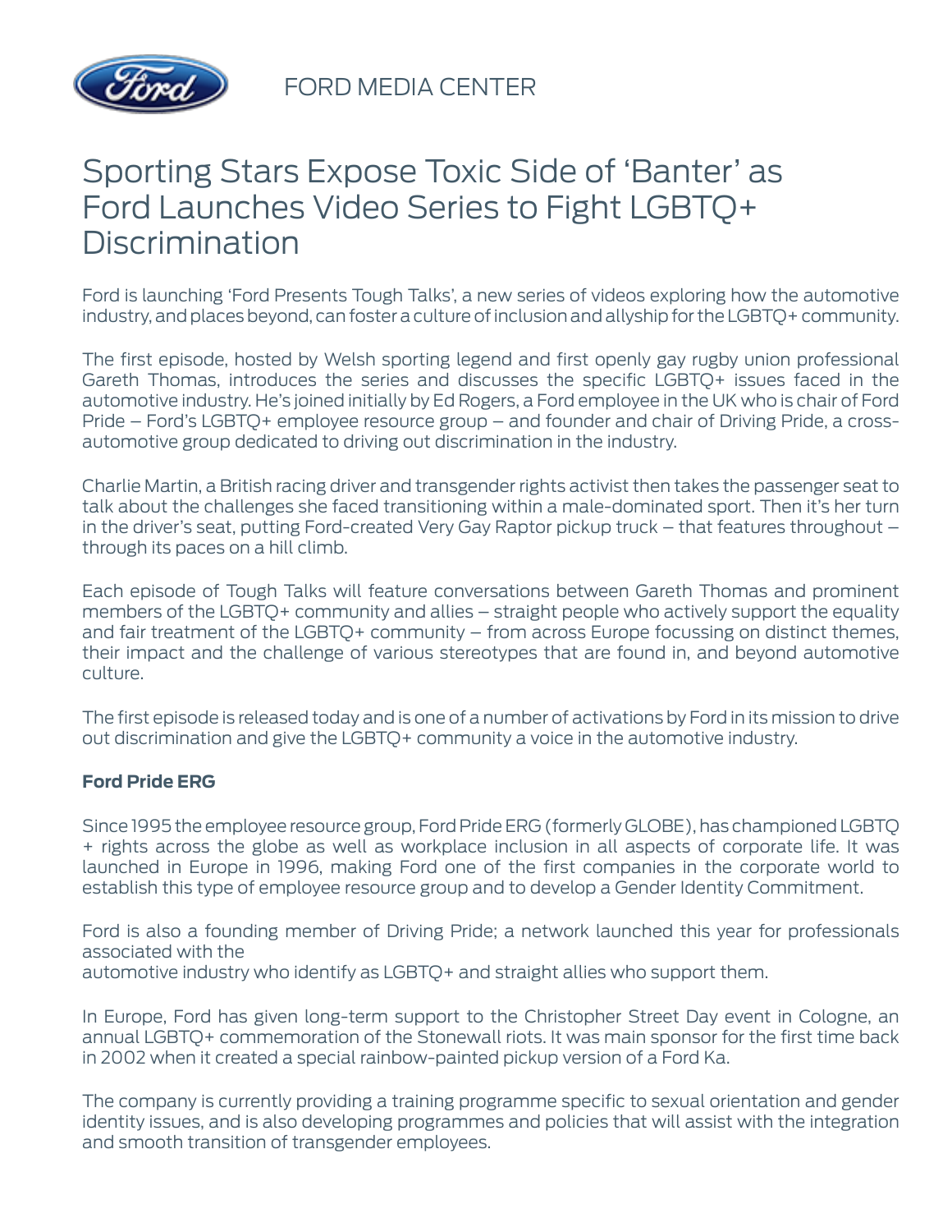FORD MEDIA CENTER

# Sporting Stars Expose Toxic Side of 'Banter' as Ford Launches Video Series to Fight LGBTQ+ Discrimination

Ford is launching 'Ford Presents Tough Talks', a new series of videos exploring how the automotive industry, and places beyond, can foster a culture of inclusion and allyship for the LGBTQ+ community.

The first episode, hosted by Welsh sporting legend and first openly gay rugby union professional Gareth Thomas, introduces the series and discusses the specific LGBTQ+ issues faced in the automotive industry. He's joined initially by Ed Rogers, a Ford employee in the UK who is chair of Ford Pride – Ford's LGBTQ+ employee resource group – and founder and chair of Driving Pride, a cross-automotive group dedicated to driving out discrimination in the industry.

Charlie Martin, a British racing driver and transgender rights activist then takes the passenger seat to talk about the challenges she faced transitioning within a male-dominated sport. Then it's her turn in the driver's seat, putting Ford-created Very Gay Raptor pickup truck – that features throughout – through its paces on a hill climb.

Each episode of Tough Talks will feature conversations between Gareth Thomas and prominent members of the LGBTQ+ community and allies – straight people who actively support the equality and fair treatment of the LGBTQ+ community – from across Europe focussing on distinct themes, their impact and the challenge of various stereotypes that are found in, and beyond automotive culture.

The first episode is released today and is one of a number of activations by Ford in its mission to drive out discrimination and give the LGBTQ+ community a voice in the automotive industry.

**Ford Pride ERG**

Since 1995 the employee resource group, Ford Pride ERG (formerly GLOBE), has championed LGBTQ+ rights across the globe as well as workplace inclusion in all aspects of corporate life. It was launched in Europe in 1996, making Ford one of the first companies in the corporate world to establish this type of employee resource group and to develop a Gender Identity Commitment.

Ford is also a founding member of Driving Pride; a network launched this year for professionals associated with the automotive industry who identify as LGBTQ+ and straight allies who support them.

In Europe, Ford has given long-term support to the Christopher Street Day event in Cologne, an annual LGBTQ+ commemoration of the Stonewall riots. It was main sponsor for the first time back in 2002 when it created a special rainbow-painted pickup version of a Ford Ka.

The company is currently providing a training programme specific to sexual orientation and gender identity issues, and is also developing programmes and policies that will assist with the integration and smooth transition of transgender employees.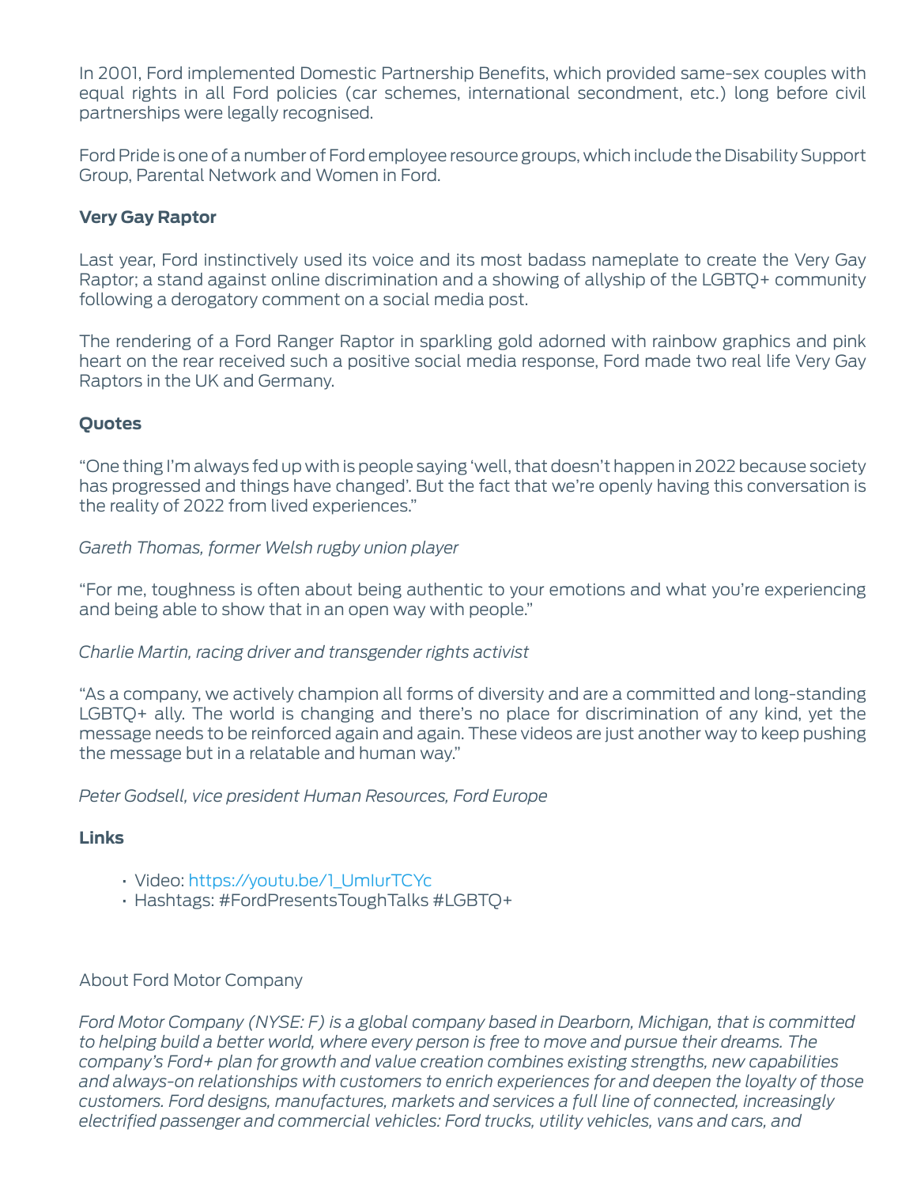In 2001, Ford implemented Domestic Partnership Benefits, which provided same-sex couples with equal rights in all Ford policies (car schemes, international secondment, etc.) long before civil partnerships were legally recognised.

Ford Pride is one of a number of Ford employee resource groups, which include the Disability Support Group, Parental Network and Women in Ford.

**Very Gay Raptor**

Last year, Ford instinctively used its voice and its most badass nameplate to create the Very Gay Raptor; a stand against online discrimination and a showing of allyship of the LGBTQ+ community following a derogatory comment on a social media post.

The rendering of a Ford Ranger Raptor in sparkling gold adorned with rainbow graphics and pink heart on the rear received such a positive social media response, Ford made two real life Very Gay Raptors in the UK and Germany.

**Quotes**

"One thing I'm always fed up with is people saying 'well, that doesn't happen in 2022 because society has progressed and things have changed'. But the fact that we're openly having this conversation is the reality of 2022 from lived experiences."

*Gareth Thomas, former Welsh rugby union player*

"For me, toughness is often about being authentic to your emotions and what you're experiencing and being able to show that in an open way with people."

*Charlie Martin, racing driver and transgender rights activist*

"As a company, we actively champion all forms of diversity and are a committed and long-standing LGBTQ+ ally. The world is changing and there's no place for discrimination of any kind, yet the message needs to be reinforced again and again. These videos are just another way to keep pushing the message but in a relatable and human way."

*Peter Godsell, vice president Human Resources, Ford Europe*

**Links**

- Video: https://youtu.be/1_UmlurTCYc
- Hashtags: #FordPresentsToughTalks #LGBTQ+

About Ford Motor Company

*Ford Motor Company (NYSE: F) is a global company based in Dearborn, Michigan, that is committed to helping build a better world, where every person is free to move and pursue their dreams. The company's Ford+ plan for growth and value creation combines existing strengths, new capabilities and always-on relationships with customers to enrich experiences for and deepen the loyalty of those customers. Ford designs, manufactures, markets and services a full line of connected, increasingly electrified passenger and commercial vehicles: Ford trucks, utility vehicles, vans and cars, and*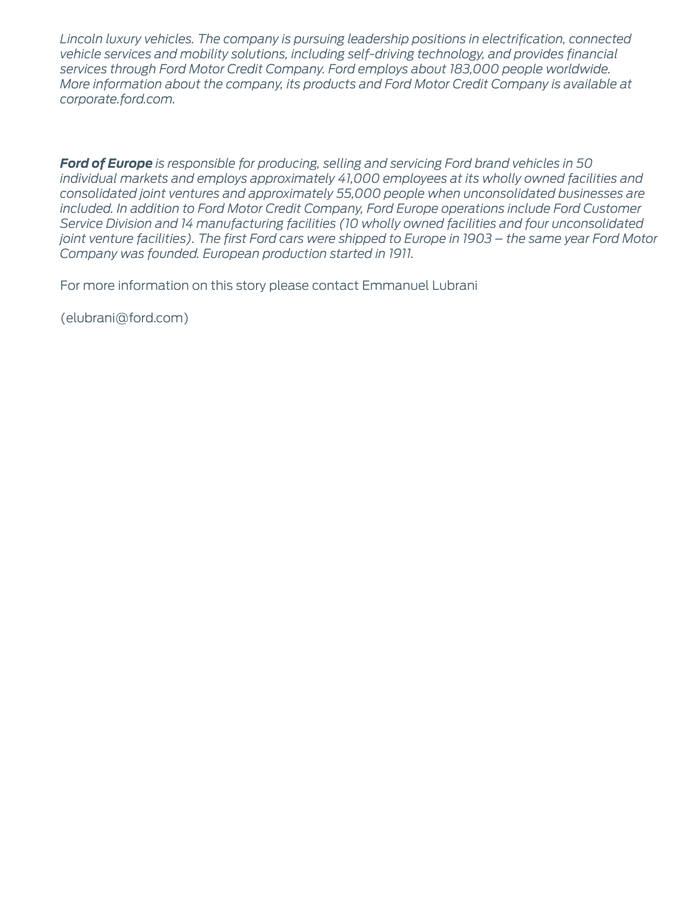*Lincoln luxury vehicles. The company is pursuing leadership positions in electrification, connected vehicle services and mobility solutions, including self-driving technology, and provides financial services through Ford Motor Credit Company. Ford employs about 183,000 people worldwide. More information about the company, its products and Ford Motor Credit Company is available at corporate.ford.com.*

***Ford of Europe** is responsible for producing, selling and servicing Ford brand vehicles in 50 individual markets and employs approximately 41,000 employees at its wholly owned facilities and consolidated joint ventures and approximately 55,000 people when unconsolidated businesses are included. In addition to Ford Motor Credit Company, Ford Europe operations include Ford Customer Service Division and 14 manufacturing facilities (10 wholly owned facilities and four unconsolidated joint venture facilities). The first Ford cars were shipped to Europe in 1903 – the same year Ford Motor Company was founded. European production started in 1911.*

For more information on this story please contact Emmanuel Lubrani

(elubrani@ford.com)